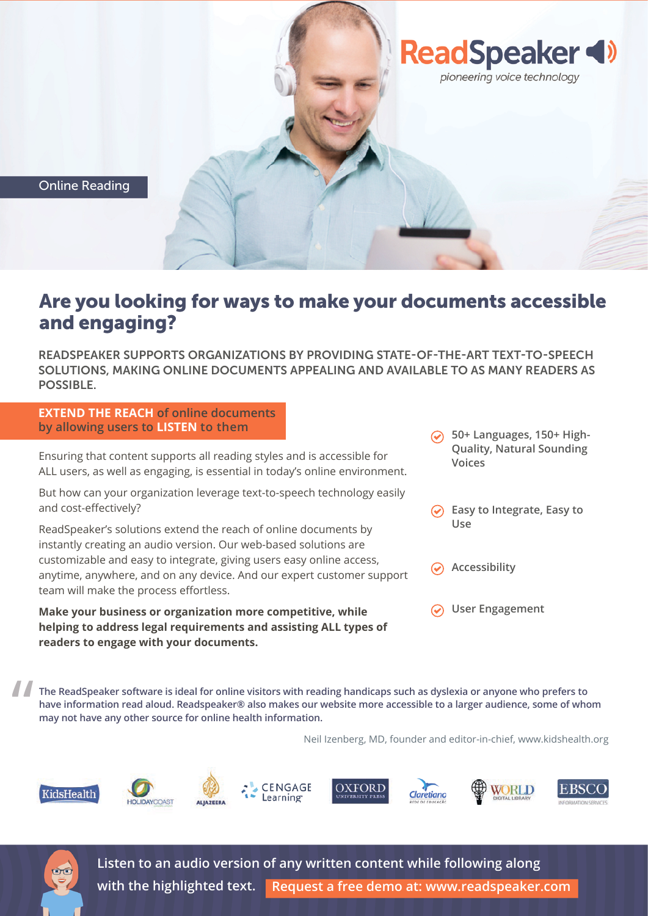ReadSpeaker

*pioneering voice technology*

Online Reading

# Are you looking for ways to make your documents accessible and engaging?

READSPEAKER SUPPORTS ORGANIZATIONS BY PROVIDING STATE-OF-THE-ART TEXT-TO-SPEECH SOLUTIONS, MAKING ONLINE DOCUMENTS APPEALING AND AVAILABLE TO AS MANY READERS AS POSSIBLE.

## EXTEND THE REACH of online documents by allowing users to LISTEN to them

Ensuring that content supports all reading styles and is accessible for ALL users, as well as engaging, is essential in today's online environment.

But how can your organization leverage text-to-speech technology easily and cost-effectively?

ReadSpeaker's solutions extend the reach of online documents by instantly creating an audio version. Our web-based solutions are customizable and easy to integrate, giving users easy online access, anytime, anywhere, and on any device. And our expert customer support team will make the process effortless.

**Make your business or organization more competitive, while helping to address legal requirements and assisting ALL types of readers to engage with your documents.**

- 50+ Languages, 150+ High-Quality, Natural Sounding Voices
- Easy to Integrate, Easy to Use
- Accessibility
- User Engagement

> The ReadSpeaker software is ideal for online visitors with reading handicaps such as dyslexia or anyone who prefers to have information read aloud. Readspeaker® also makes our website more accessible to a larger audience, some of whom may not have any other source for online health information.

Neil Izenberg, MD, founder and editor-in-chief, www.kidshealth.org

KidsHealth · HOLIDAYCOAST · ALJAZEERA · CENGAGE Learning · OXFORD UNIVERSITY PRESS · Claretiano · WORLD DIGITAL LIBRARY · EBSCO INFORMATION SERVICES

Listen to an audio version of any written content while following along with the highlighted text. **Request a free demo at: www.readspeaker.com**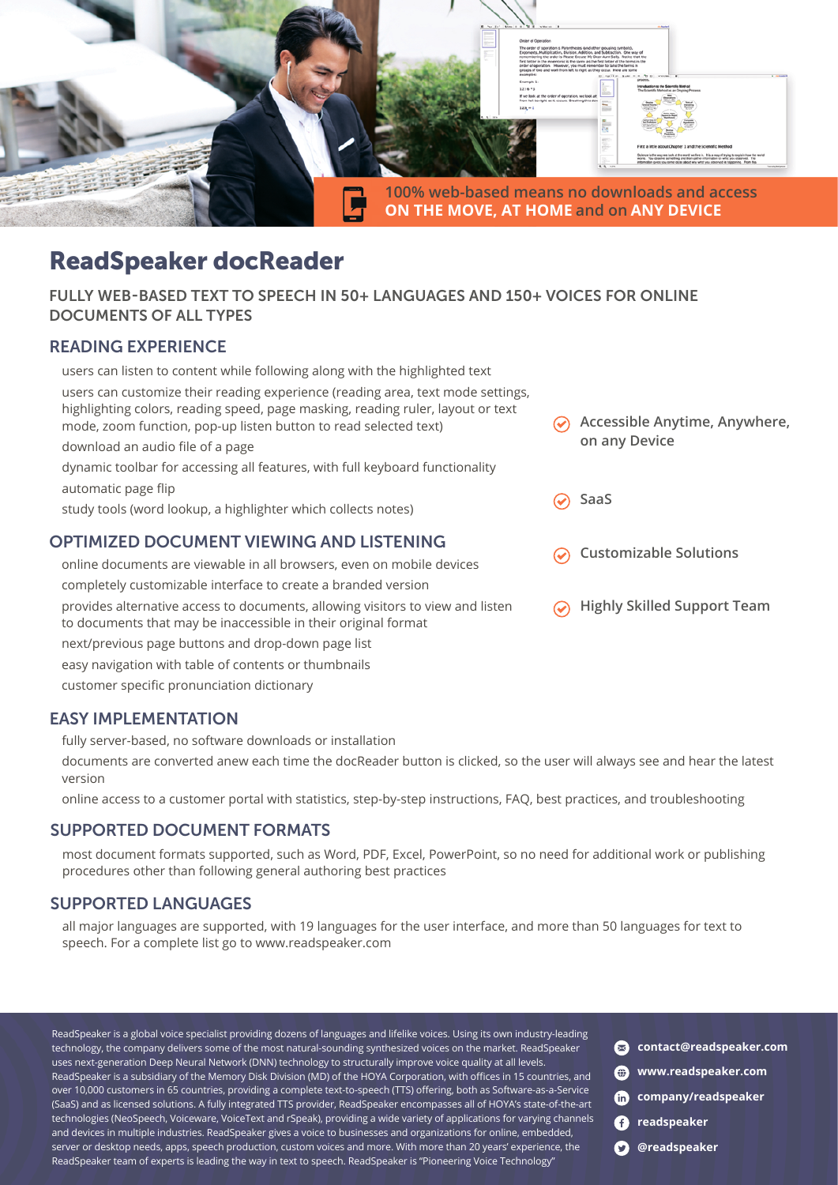100% web-based means no downloads and access **ON THE MOVE, AT HOME** and on **ANY DEVICE**

# ReadSpeaker docReader

FULLY WEB-BASED TEXT TO SPEECH IN 50+ LANGUAGES AND 150+ VOICES FOR ONLINE DOCUMENTS OF ALL TYPES

## READING EXPERIENCE

- users can listen to content while following along with the highlighted text
- users can customize their reading experience (reading area, text mode settings, highlighting colors, reading speed, page masking, reading ruler, layout or text mode, zoom function, pop-up listen button to read selected text)
- download an audio file of a page
- dynamic toolbar for accessing all features, with full keyboard functionality
- automatic page flip
- study tools (word lookup, a highlighter which collects notes)

## OPTIMIZED DOCUMENT VIEWING AND LISTENING

- online documents are viewable in all browsers, even on mobile devices
- completely customizable interface to create a branded version
- provides alternative access to documents, allowing visitors to view and listen to documents that may be inaccessible in their original format
- next/previous page buttons and drop-down page list
- easy navigation with table of contents or thumbnails
- customer specific pronunciation dictionary

- Accessible Anytime, Anywhere, on any Device
- SaaS
- Customizable Solutions
- Highly Skilled Support Team

## EASY IMPLEMENTATION

- fully server-based, no software downloads or installation
- documents are converted anew each time the docReader button is clicked, so the user will always see and hear the latest version
- online access to a customer portal with statistics, step-by-step instructions, FAQ, best practices, and troubleshooting

## SUPPORTED DOCUMENT FORMATS

- most document formats supported, such as Word, PDF, Excel, PowerPoint, so no need for additional work or publishing procedures other than following general authoring best practices

## SUPPORTED LANGUAGES

- all major languages are supported, with 19 languages for the user interface, and more than 50 languages for text to speech. For a complete list go to www.readspeaker.com

ReadSpeaker is a global voice specialist providing dozens of languages and lifelike voices. Using its own industry-leading technology, the company delivers some of the most natural-sounding synthesized voices on the market. ReadSpeaker uses next-generation Deep Neural Network (DNN) technology to structurally improve voice quality at all levels. ReadSpeaker is a subsidiary of the Memory Disk Division (MD) of the HOYA Corporation, with offices in 15 countries, and over 10,000 customers in 65 countries, providing a complete text-to-speech (TTS) offering, both as Software-as-a-Service (SaaS) and as licensed solutions. A fully integrated TTS provider, ReadSpeaker encompasses all of HOYA's state-of-the-art technologies (NeoSpeech, Voiceware, VoiceText and rSpeak), providing a wide variety of applications for varying channels and devices in multiple industries. ReadSpeaker gives a voice to businesses and organizations for online, embedded, server or desktop needs, apps, speech production, custom voices and more. With more than 20 years' experience, the ReadSpeaker team of experts is leading the way in text to speech. ReadSpeaker is "Pioneering Voice Technology"

- **contact@readspeaker.com**
- **www.readspeaker.com**
- **company/readspeaker**
- **readspeaker**
- **@readspeaker**